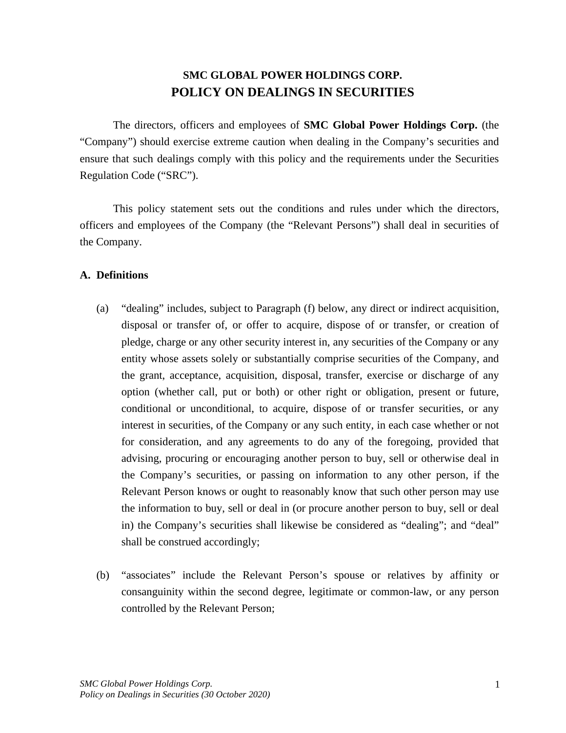# SMC GLOBAL POWER HOLDINGS CORP.
# POLICY ON DEALINGS IN SECURITIES

The directors, officers and employees of **SMC Global Power Holdings Corp.** (the "Company") should exercise extreme caution when dealing in the Company's securities and ensure that such dealings comply with this policy and the requirements under the Securities Regulation Code ("SRC").

This policy statement sets out the conditions and rules under which the directors, officers and employees of the Company (the "Relevant Persons") shall deal in securities of the Company.

## A. Definitions

(a) "dealing" includes, subject to Paragraph (f) below, any direct or indirect acquisition, disposal or transfer of, or offer to acquire, dispose of or transfer, or creation of pledge, charge or any other security interest in, any securities of the Company or any entity whose assets solely or substantially comprise securities of the Company, and the grant, acceptance, acquisition, disposal, transfer, exercise or discharge of any option (whether call, put or both) or other right or obligation, present or future, conditional or unconditional, to acquire, dispose of or transfer securities, or any interest in securities, of the Company or any such entity, in each case whether or not for consideration, and any agreements to do any of the foregoing, provided that advising, procuring or encouraging another person to buy, sell or otherwise deal in the Company's securities, or passing on information to any other person, if the Relevant Person knows or ought to reasonably know that such other person may use the information to buy, sell or deal in (or procure another person to buy, sell or deal in) the Company's securities shall likewise be considered as "dealing"; and "deal" shall be construed accordingly;

(b) "associates" include the Relevant Person's spouse or relatives by affinity or consanguinity within the second degree, legitimate or common-law, or any person controlled by the Relevant Person;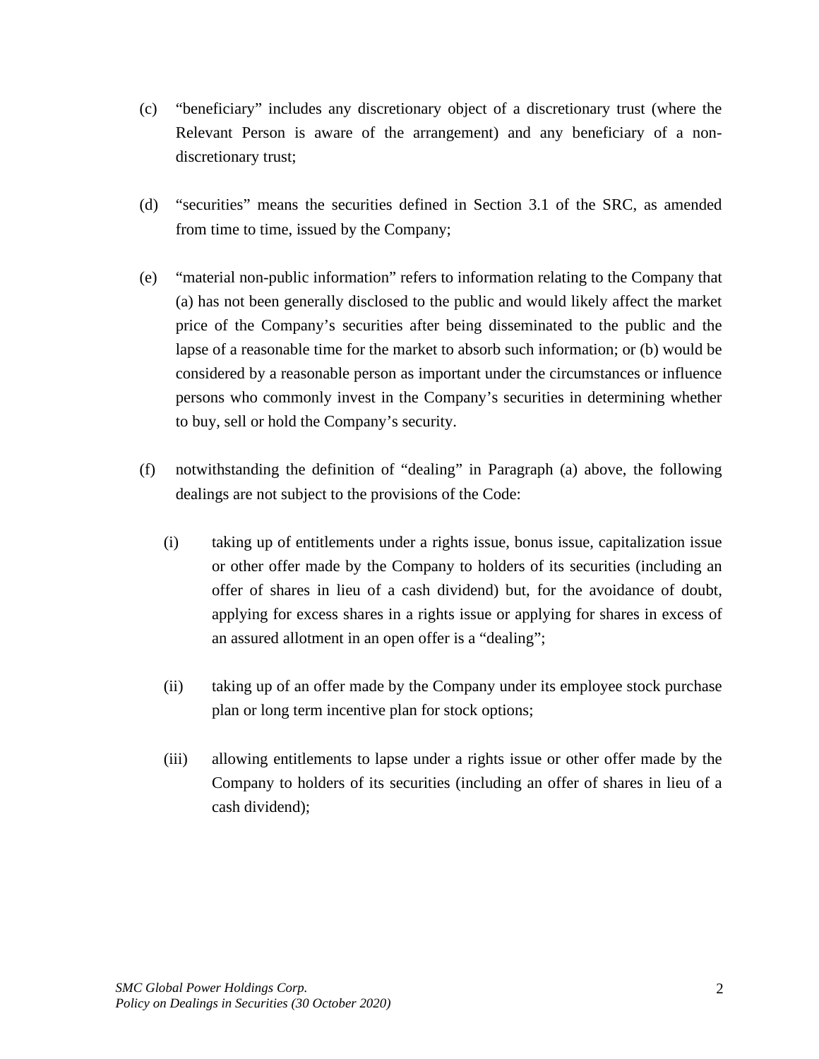(c) "beneficiary" includes any discretionary object of a discretionary trust (where the Relevant Person is aware of the arrangement) and any beneficiary of a non-discretionary trust;

(d) "securities" means the securities defined in Section 3.1 of the SRC, as amended from time to time, issued by the Company;

(e) "material non-public information" refers to information relating to the Company that (a) has not been generally disclosed to the public and would likely affect the market price of the Company's securities after being disseminated to the public and the lapse of a reasonable time for the market to absorb such information; or (b) would be considered by a reasonable person as important under the circumstances or influence persons who commonly invest in the Company's securities in determining whether to buy, sell or hold the Company's security.

(f) notwithstanding the definition of "dealing" in Paragraph (a) above, the following dealings are not subject to the provisions of the Code:

   (i) taking up of entitlements under a rights issue, bonus issue, capitalization issue or other offer made by the Company to holders of its securities (including an offer of shares in lieu of a cash dividend) but, for the avoidance of doubt, applying for excess shares in a rights issue or applying for shares in excess of an assured allotment in an open offer is a "dealing";

   (ii) taking up of an offer made by the Company under its employee stock purchase plan or long term incentive plan for stock options;

   (iii) allowing entitlements to lapse under a rights issue or other offer made by the Company to holders of its securities (including an offer of shares in lieu of a cash dividend);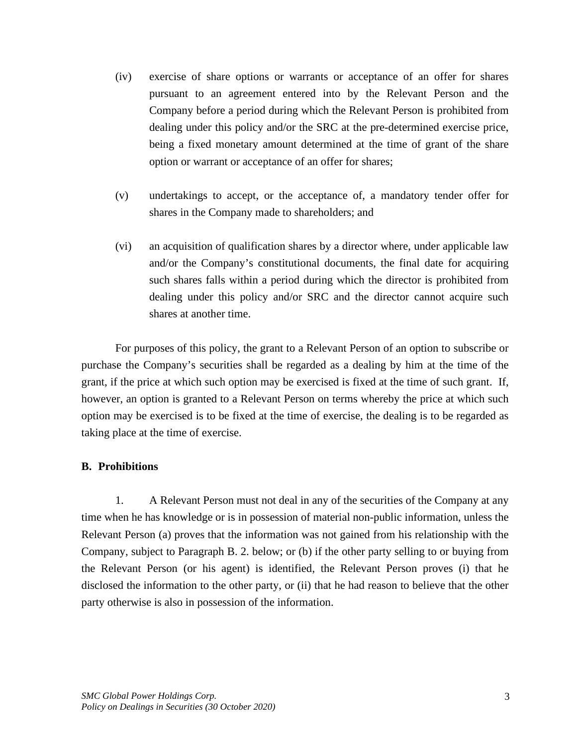(iv) exercise of share options or warrants or acceptance of an offer for shares pursuant to an agreement entered into by the Relevant Person and the Company before a period during which the Relevant Person is prohibited from dealing under this policy and/or the SRC at the pre-determined exercise price, being a fixed monetary amount determined at the time of grant of the share option or warrant or acceptance of an offer for shares;

(v) undertakings to accept, or the acceptance of, a mandatory tender offer for shares in the Company made to shareholders; and

(vi) an acquisition of qualification shares by a director where, under applicable law and/or the Company's constitutional documents, the final date for acquiring such shares falls within a period during which the director is prohibited from dealing under this policy and/or SRC and the director cannot acquire such shares at another time.

For purposes of this policy, the grant to a Relevant Person of an option to subscribe or purchase the Company's securities shall be regarded as a dealing by him at the time of the grant, if the price at which such option may be exercised is fixed at the time of such grant. If, however, an option is granted to a Relevant Person on terms whereby the price at which such option may be exercised is to be fixed at the time of exercise, the dealing is to be regarded as taking place at the time of exercise.

**B. Prohibitions**

1. A Relevant Person must not deal in any of the securities of the Company at any time when he has knowledge or is in possession of material non-public information, unless the Relevant Person (a) proves that the information was not gained from his relationship with the Company, subject to Paragraph B. 2. below; or (b) if the other party selling to or buying from the Relevant Person (or his agent) is identified, the Relevant Person proves (i) that he disclosed the information to the other party, or (ii) that he had reason to believe that the other party otherwise is also in possession of the information.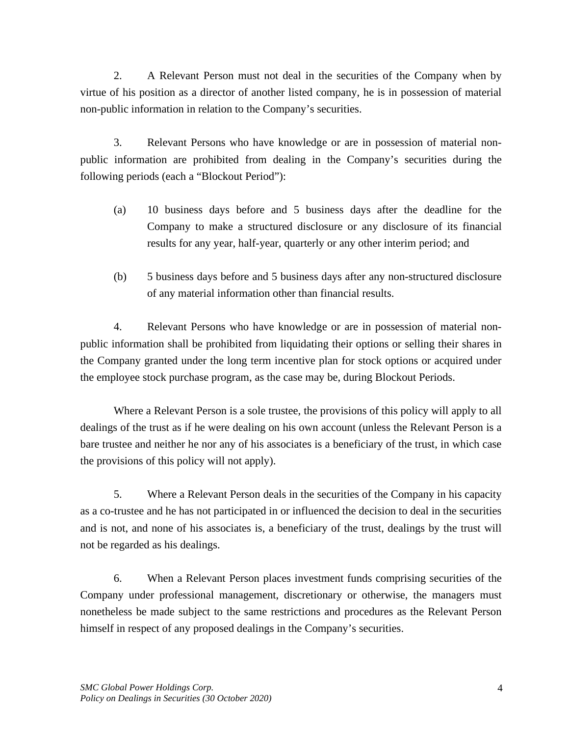2. A Relevant Person must not deal in the securities of the Company when by virtue of his position as a director of another listed company, he is in possession of material non-public information in relation to the Company's securities.

3. Relevant Persons who have knowledge or are in possession of material non-public information are prohibited from dealing in the Company's securities during the following periods (each a "Blockout Period"):

(a) 10 business days before and 5 business days after the deadline for the Company to make a structured disclosure or any disclosure of its financial results for any year, half-year, quarterly or any other interim period; and

(b) 5 business days before and 5 business days after any non-structured disclosure of any material information other than financial results.

4. Relevant Persons who have knowledge or are in possession of material non-public information shall be prohibited from liquidating their options or selling their shares in the Company granted under the long term incentive plan for stock options or acquired under the employee stock purchase program, as the case may be, during Blockout Periods.

Where a Relevant Person is a sole trustee, the provisions of this policy will apply to all dealings of the trust as if he were dealing on his own account (unless the Relevant Person is a bare trustee and neither he nor any of his associates is a beneficiary of the trust, in which case the provisions of this policy will not apply).

5. Where a Relevant Person deals in the securities of the Company in his capacity as a co-trustee and he has not participated in or influenced the decision to deal in the securities and is not, and none of his associates is, a beneficiary of the trust, dealings by the trust will not be regarded as his dealings.

6. When a Relevant Person places investment funds comprising securities of the Company under professional management, discretionary or otherwise, the managers must nonetheless be made subject to the same restrictions and procedures as the Relevant Person himself in respect of any proposed dealings in the Company's securities.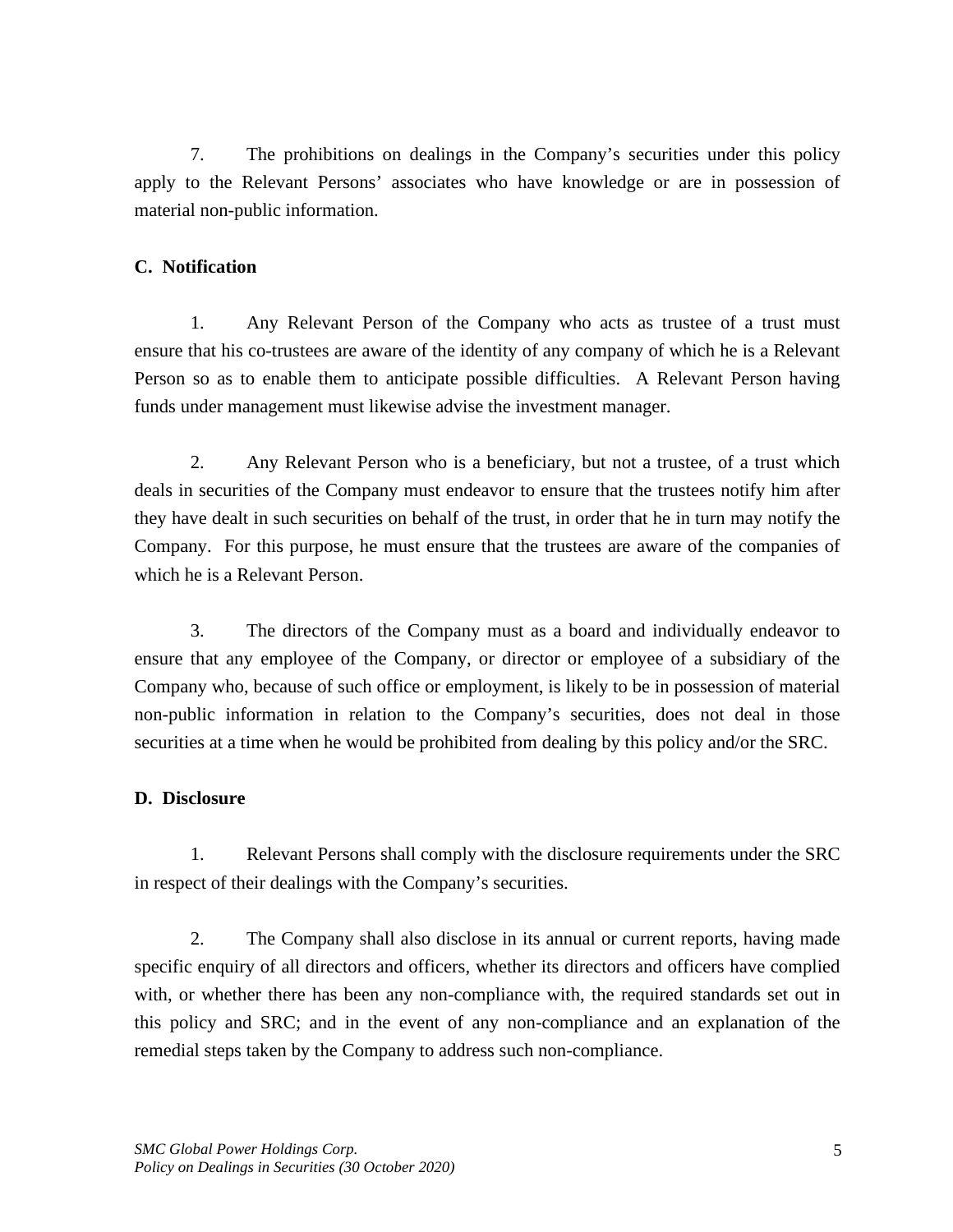7. The prohibitions on dealings in the Company's securities under this policy apply to the Relevant Persons' associates who have knowledge or are in possession of material non-public information.

**C. Notification**

1. Any Relevant Person of the Company who acts as trustee of a trust must ensure that his co-trustees are aware of the identity of any company of which he is a Relevant Person so as to enable them to anticipate possible difficulties. A Relevant Person having funds under management must likewise advise the investment manager.

2. Any Relevant Person who is a beneficiary, but not a trustee, of a trust which deals in securities of the Company must endeavor to ensure that the trustees notify him after they have dealt in such securities on behalf of the trust, in order that he in turn may notify the Company. For this purpose, he must ensure that the trustees are aware of the companies of which he is a Relevant Person.

3. The directors of the Company must as a board and individually endeavor to ensure that any employee of the Company, or director or employee of a subsidiary of the Company who, because of such office or employment, is likely to be in possession of material non-public information in relation to the Company's securities, does not deal in those securities at a time when he would be prohibited from dealing by this policy and/or the SRC.

**D. Disclosure**

1. Relevant Persons shall comply with the disclosure requirements under the SRC in respect of their dealings with the Company's securities.

2. The Company shall also disclose in its annual or current reports, having made specific enquiry of all directors and officers, whether its directors and officers have complied with, or whether there has been any non-compliance with, the required standards set out in this policy and SRC; and in the event of any non-compliance and an explanation of the remedial steps taken by the Company to address such non-compliance.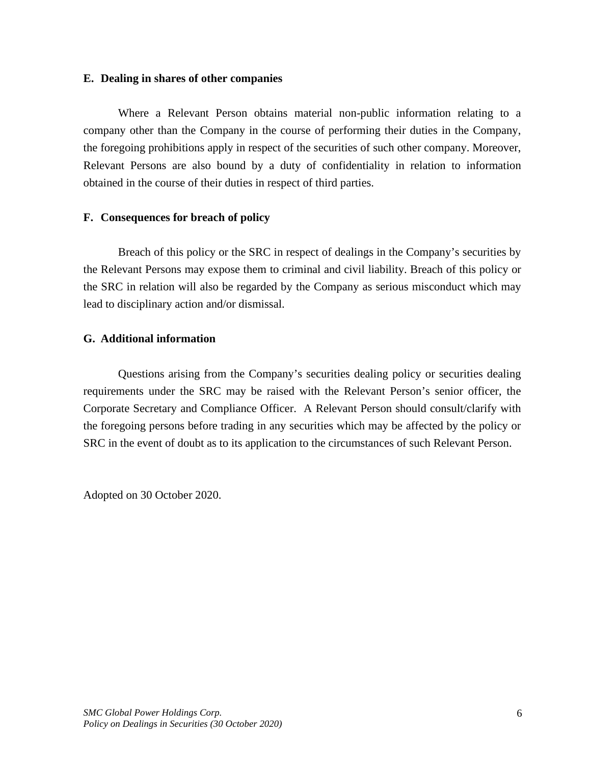### E. Dealing in shares of other companies

Where a Relevant Person obtains material non-public information relating to a company other than the Company in the course of performing their duties in the Company, the foregoing prohibitions apply in respect of the securities of such other company. Moreover, Relevant Persons are also bound by a duty of confidentiality in relation to information obtained in the course of their duties in respect of third parties.

### F. Consequences for breach of policy

Breach of this policy or the SRC in respect of dealings in the Company's securities by the Relevant Persons may expose them to criminal and civil liability. Breach of this policy or the SRC in relation will also be regarded by the Company as serious misconduct which may lead to disciplinary action and/or dismissal.

### G. Additional information

Questions arising from the Company's securities dealing policy or securities dealing requirements under the SRC may be raised with the Relevant Person's senior officer, the Corporate Secretary and Compliance Officer. A Relevant Person should consult/clarify with the foregoing persons before trading in any securities which may be affected by the policy or SRC in the event of doubt as to its application to the circumstances of such Relevant Person.

Adopted on 30 October 2020.